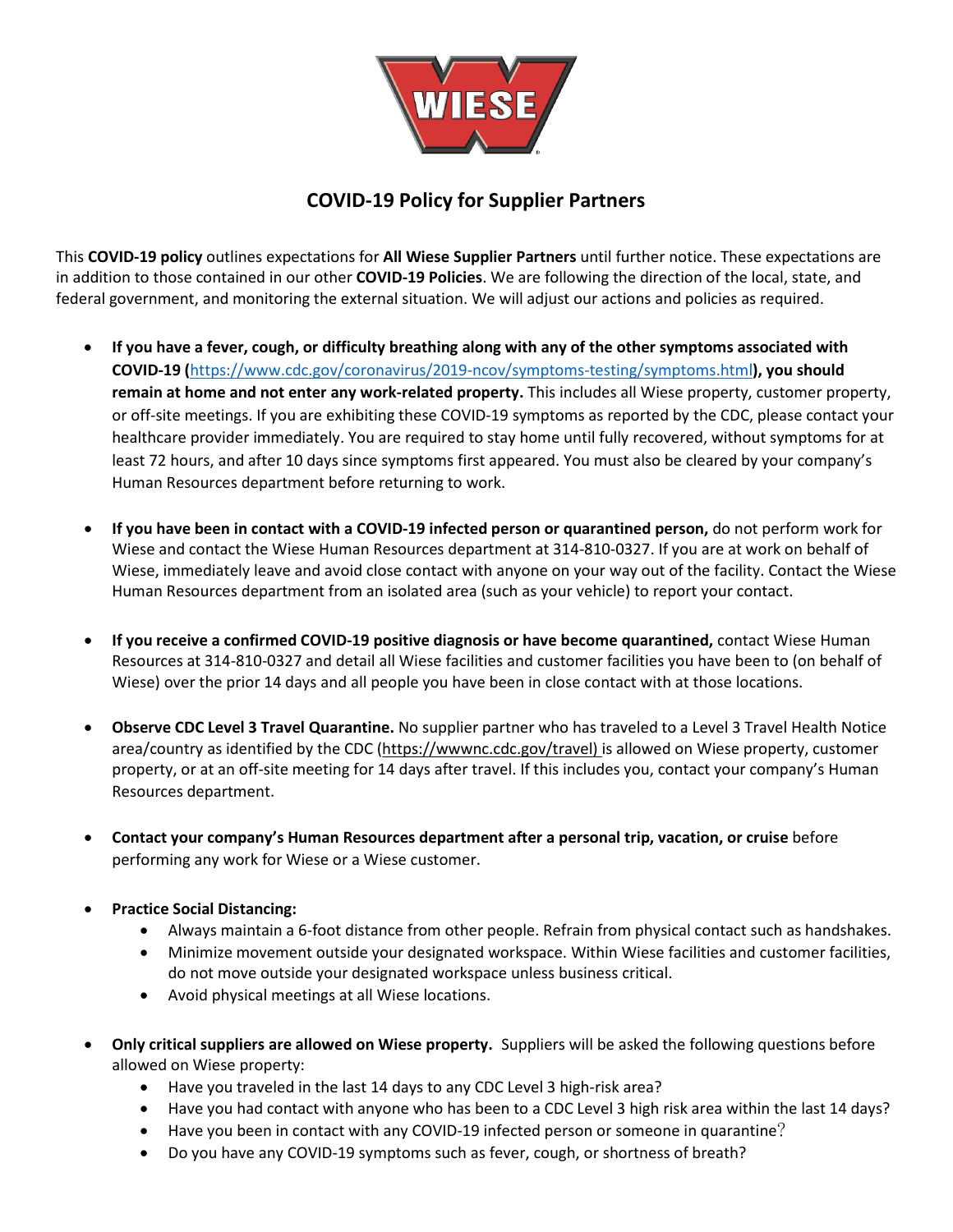# COVID-19 Policy for Supplier Partners

This **COVID-19 policy** outlines expectations for **All Wiese Supplier Partners** until further notice. These expectations are in addition to those contained in our other **COVID-19 Policies**. We are following the direction of the local, state, and federal government, and monitoring the external situation. We will adjust our actions and policies as required.

- **If you have a fever, cough, or difficulty breathing along with any of the other symptoms associated with COVID-19 (**https://www.cdc.gov/coronavirus/2019-ncov/symptoms-testing/symptoms.html**), you should remain at home and not enter any work-related property.** This includes all Wiese property, customer property, or off-site meetings. If you are exhibiting these COVID-19 symptoms as reported by the CDC, please contact your healthcare provider immediately. You are required to stay home until fully recovered, without symptoms for at least 72 hours, and after 10 days since symptoms first appeared. You must also be cleared by your company's Human Resources department before returning to work.

- **If you have been in contact with a COVID-19 infected person or quarantined person,** do not perform work for Wiese and contact the Wiese Human Resources department at 314-810-0327. If you are at work on behalf of Wiese, immediately leave and avoid close contact with anyone on your way out of the facility. Contact the Wiese Human Resources department from an isolated area (such as your vehicle) to report your contact.

- **If you receive a confirmed COVID-19 positive diagnosis or have become quarantined,** contact Wiese Human Resources at 314-810-0327 and detail all Wiese facilities and customer facilities you have been to (on behalf of Wiese) over the prior 14 days and all people you have been in close contact with at those locations.

- **Observe CDC Level 3 Travel Quarantine.** No supplier partner who has traveled to a Level 3 Travel Health Notice area/country as identified by the CDC (https://wwwnc.cdc.gov/travel) is allowed on Wiese property, customer property, or at an off-site meeting for 14 days after travel. If this includes you, contact your company's Human Resources department.

- **Contact your company's Human Resources department after a personal trip, vacation, or cruise** before performing any work for Wiese or a Wiese customer.

- **Practice Social Distancing:**
  - Always maintain a 6-foot distance from other people. Refrain from physical contact such as handshakes.
  - Minimize movement outside your designated workspace. Within Wiese facilities and customer facilities, do not move outside your designated workspace unless business critical.
  - Avoid physical meetings at all Wiese locations.

- **Only critical suppliers are allowed on Wiese property.** Suppliers will be asked the following questions before allowed on Wiese property:
  - Have you traveled in the last 14 days to any CDC Level 3 high-risk area?
  - Have you had contact with anyone who has been to a CDC Level 3 high risk area within the last 14 days?
  - Have you been in contact with any COVID-19 infected person or someone in quarantine?
  - Do you have any COVID-19 symptoms such as fever, cough, or shortness of breath?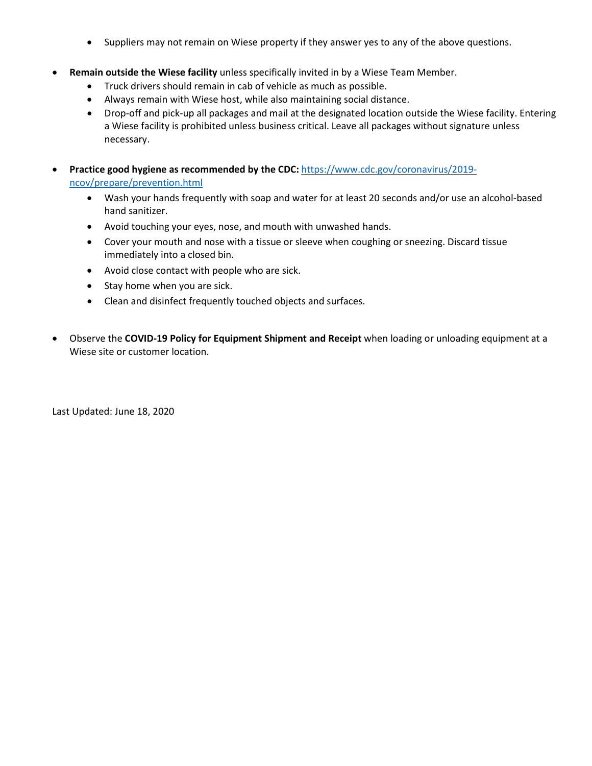- Suppliers may not remain on Wiese property if they answer yes to any of the above questions.

- **Remain outside the Wiese facility** unless specifically invited in by a Wiese Team Member.
  - Truck drivers should remain in cab of vehicle as much as possible.
  - Always remain with Wiese host, while also maintaining social distance.
  - Drop-off and pick-up all packages and mail at the designated location outside the Wiese facility. Entering a Wiese facility is prohibited unless business critical. Leave all packages without signature unless necessary.

- **Practice good hygiene as recommended by the CDC:** [https://www.cdc.gov/coronavirus/2019-ncov/prepare/prevention.html](https://www.cdc.gov/coronavirus/2019-ncov/prepare/prevention.html)
  - Wash your hands frequently with soap and water for at least 20 seconds and/or use an alcohol-based hand sanitizer.
  - Avoid touching your eyes, nose, and mouth with unwashed hands.
  - Cover your mouth and nose with a tissue or sleeve when coughing or sneezing. Discard tissue immediately into a closed bin.
  - Avoid close contact with people who are sick.
  - Stay home when you are sick.
  - Clean and disinfect frequently touched objects and surfaces.

- Observe the **COVID-19 Policy for Equipment Shipment and Receipt** when loading or unloading equipment at a Wiese site or customer location.

Last Updated: June 18, 2020